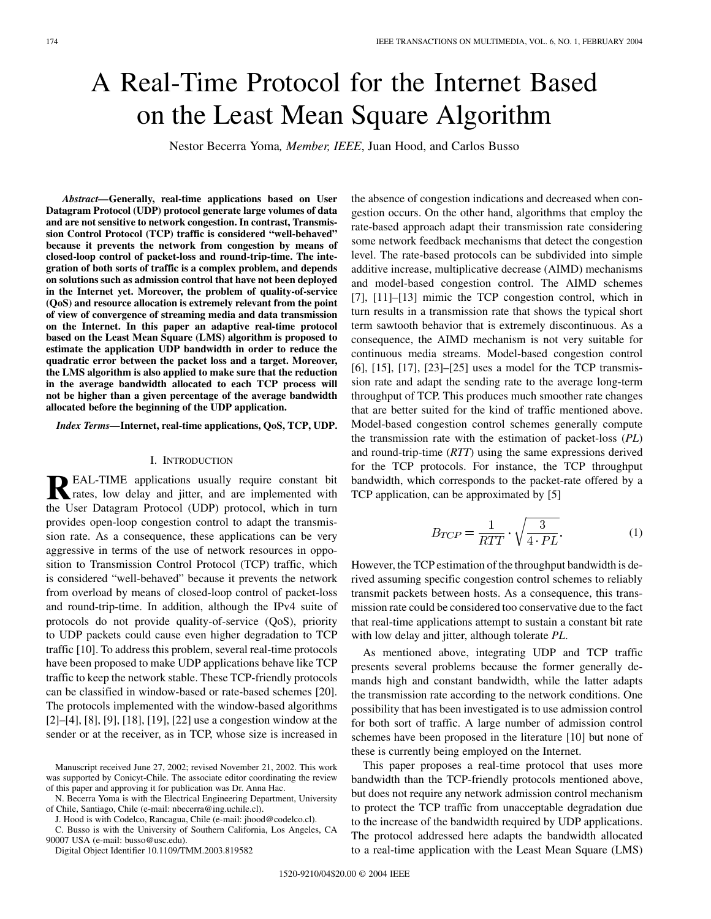# A Real-Time Protocol for the Internet Based on the Least Mean Square Algorithm

Nestor Becerra Yoma, *Member, IEEE*, Juan Hood, and Carlos Busso

***Abstract*—Generally, real-time applications based on User Datagram Protocol (UDP) protocol generate large volumes of data and are not sensitive to network congestion. In contrast, Transmission Control Protocol (TCP) traffic is considered "well-behaved" because it prevents the network from congestion by means of closed-loop control of packet-loss and round-trip-time. The integration of both sorts of traffic is a complex problem, and depends on solutions such as admission control that have not been deployed in the Internet yet. Moreover, the problem of quality-of-service (QoS) and resource allocation is extremely relevant from the point of view of convergence of streaming media and data transmission on the Internet. In this paper an adaptive real-time protocol based on the Least Mean Square (LMS) algorithm is proposed to estimate the application UDP bandwidth in order to reduce the quadratic error between the packet loss and a target. Moreover, the LMS algorithm is also applied to make sure that the reduction in the average bandwidth allocated to each TCP process will not be higher than a given percentage of the average bandwidth allocated before the beginning of the UDP application.**

***Index Terms*—Internet, real-time applications, QoS, TCP, UDP.**

## I. Introduction

REAL-TIME applications usually require constant bit rates, low delay and jitter, and are implemented with the User Datagram Protocol (UDP) protocol, which in turn provides open-loop congestion control to adapt the transmission rate. As a consequence, these applications can be very aggressive in terms of the use of network resources in opposition to Transmission Control Protocol (TCP) traffic, which is considered "well-behaved" because it prevents the network from overload by means of closed-loop control of packet-loss and round-trip-time. In addition, although the IPv4 suite of protocols do not provide quality-of-service (QoS), priority to UDP packets could cause even higher degradation to TCP traffic [10]. To address this problem, several real-time protocols have been proposed to make UDP applications behave like TCP traffic to keep the network stable. These TCP-friendly protocols can be classified in window-based or rate-based schemes [20]. The protocols implemented with the window-based algorithms [2]–[4], [8], [9], [18], [19], [22] use a congestion window at the sender or at the receiver, as in TCP, whose size is increased in the absence of congestion indications and decreased when congestion occurs. On the other hand, algorithms that employ the rate-based approach adapt their transmission rate considering some network feedback mechanisms that detect the congestion level. The rate-based protocols can be subdivided into simple additive increase, multiplicative decrease (AIMD) mechanisms and model-based congestion control. The AIMD schemes [7], [11]–[13] mimic the TCP congestion control, which in turn results in a transmission rate that shows the typical short term sawtooth behavior that is extremely discontinuous. As a consequence, the AIMD mechanism is not very suitable for continuous media streams. Model-based congestion control [6], [15], [17], [23]–[25] uses a model for the TCP transmission rate and adapt the sending rate to the average long-term throughput of TCP. This produces much smoother rate changes that are better suited for the kind of traffic mentioned above. Model-based congestion control schemes generally compute the transmission rate with the estimation of packet-loss (*PL*) and round-trip-time (*RTT*) using the same expressions derived for the TCP protocols. For instance, the TCP throughput bandwidth, which corresponds to the packet-rate offered by a TCP application, can be approximated by [5]

$$B_{TCP} = \frac{1}{RTT} \cdot \sqrt{\frac{3}{4 \cdot PL}}. \tag{1}$$

However, the TCP estimation of the throughput bandwidth is derived assuming specific congestion control schemes to reliably transmit packets between hosts. As a consequence, this transmission rate could be considered too conservative due to the fact that real-time applications attempt to sustain a constant bit rate with low delay and jitter, although tolerate *PL*.

As mentioned above, integrating UDP and TCP traffic presents several problems because the former generally demands high and constant bandwidth, while the latter adapts the transmission rate according to the network conditions. One possibility that has been investigated is to use admission control for both sort of traffic. A large number of admission control schemes have been proposed in the literature [10] but none of these is currently being employed on the Internet.

This paper proposes a real-time protocol that uses more bandwidth than the TCP-friendly protocols mentioned above, but does not require any network admission control mechanism to protect the TCP traffic from unacceptable degradation due to the increase of the bandwidth required by UDP applications. The protocol addressed here adapts the bandwidth allocated to a real-time application with the Least Mean Square (LMS)

Manuscript received June 27, 2002; revised November 21, 2002. This work was supported by Conicyt-Chile. The associate editor coordinating the review of this paper and approving it for publication was Dr. Anna Hac.

N. Becerra Yoma is with the Electrical Engineering Department, University of Chile, Santiago, Chile (e-mail: nbecerra@ing.uchile.cl).

J. Hood is with Codelco, Rancagua, Chile (e-mail: jhood@codelco.cl).

C. Busso is with the University of Southern California, Los Angeles, CA 90007 USA (e-mail: busso@usc.edu).

Digital Object Identifier 10.1109/TMM.2003.819582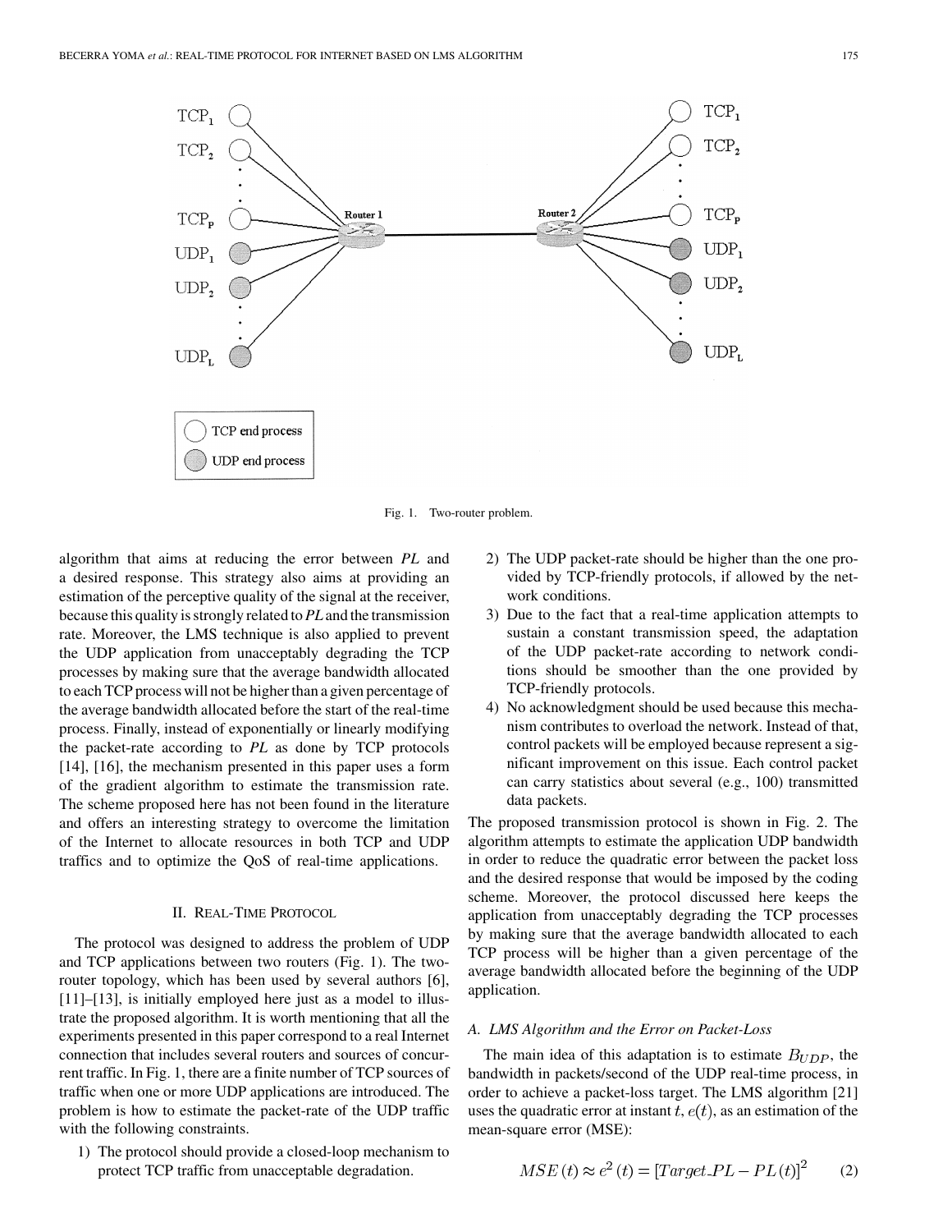Fig. 1. Two-router problem.

algorithm that aims at reducing the error between *PL* and a desired response. This strategy also aims at providing an estimation of the perceptive quality of the signal at the receiver, because this quality is strongly related to *PL* and the transmission rate. Moreover, the LMS technique is also applied to prevent the UDP application from unacceptably degrading the TCP processes by making sure that the average bandwidth allocated to each TCP process will not be higher than a given percentage of the average bandwidth allocated before the start of the real-time process. Finally, instead of exponentially or linearly modifying the packet-rate according to *PL* as done by TCP protocols [14], [16], the mechanism presented in this paper uses a form of the gradient algorithm to estimate the transmission rate. The scheme proposed here has not been found in the literature and offers an interesting strategy to overcome the limitation of the Internet to allocate resources in both TCP and UDP traffics and to optimize the QoS of real-time applications.

## II. Real-Time Protocol

The protocol was designed to address the problem of UDP and TCP applications between two routers (Fig. 1). The two-router topology, which has been used by several authors [6], [11]–[13], is initially employed here just as a model to illustrate the proposed algorithm. It is worth mentioning that all the experiments presented in this paper correspond to a real Internet connection that includes several routers and sources of concurrent traffic. In Fig. 1, there are a finite number of TCP sources of traffic when one or more UDP applications are introduced. The problem is how to estimate the packet-rate of the UDP traffic with the following constraints.

1) The protocol should provide a closed-loop mechanism to protect TCP traffic from unacceptable degradation.
2) The UDP packet-rate should be higher than the one provided by TCP-friendly protocols, if allowed by the network conditions.
3) Due to the fact that a real-time application attempts to sustain a constant transmission speed, the adaptation of the UDP packet-rate according to network conditions should be smoother than the one provided by TCP-friendly protocols.
4) No acknowledgment should be used because this mechanism contributes to overload the network. Instead of that, control packets will be employed because represent a significant improvement on this issue. Each control packet can carry statistics about several (e.g., 100) transmitted data packets.

The proposed transmission protocol is shown in Fig. 2. The algorithm attempts to estimate the application UDP bandwidth in order to reduce the quadratic error between the packet loss and the desired response that would be imposed by the coding scheme. Moreover, the protocol discussed here keeps the application from unacceptably degrading the TCP processes by making sure that the average bandwidth allocated to each TCP process will be higher than a given percentage of the average bandwidth allocated before the beginning of the UDP application.

### A. LMS Algorithm and the Error on Packet-Loss

The main idea of this adaptation is to estimate $B_{UDP}$, the bandwidth in packets/second of the UDP real-time process, in order to achieve a packet-loss target. The LMS algorithm [21] uses the quadratic error at instant $t$, $e(t)$, as an estimation of the mean-square error (MSE):

$$MSE(t) \approx e^2(t) = [Target\_PL - PL(t)]^2 \qquad (2)$$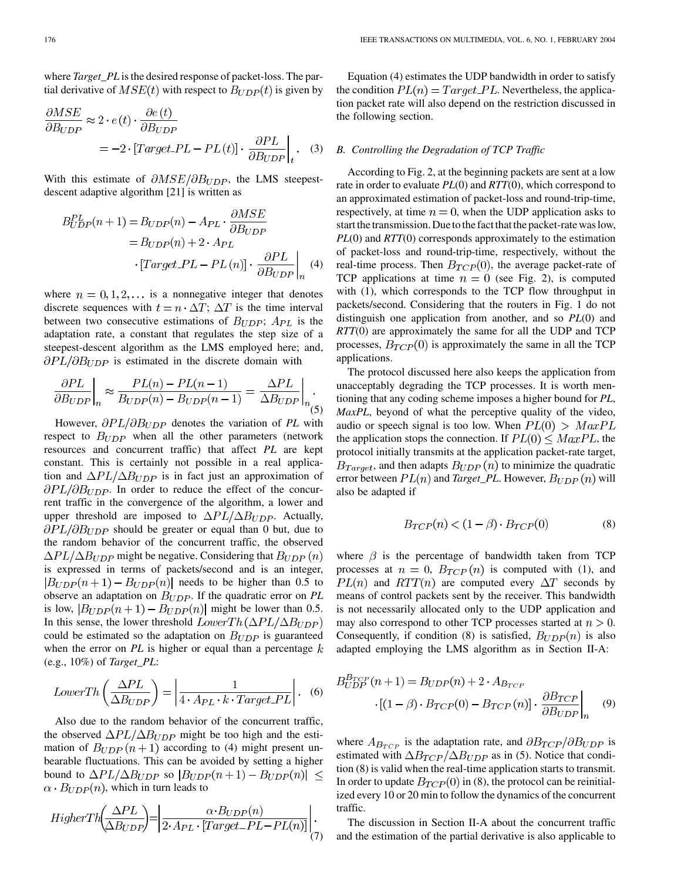where *Target_PL* is the desired response of packet-loss. The partial derivative of $MSE(t)$ with respect to $B_{UDP}(t)$ is given by

$$\frac{\partial MSE}{\partial B_{UDP}} \approx 2 \cdot e(t) \cdot \frac{\partial e(t)}{\partial B_{UDP}} = -2 \cdot [Target\_PL - PL(t)] \cdot \left.\frac{\partial PL}{\partial B_{UDP}}\right|_t . \quad (3)$$

With this estimate of $\partial MSE/\partial B_{UDP}$, the LMS steepest-descent adaptive algorithm [21] is written as

$$B_{UDP}^{PL}(n+1) = B_{UDP}(n) - A_{PL} \cdot \frac{\partial MSE}{\partial B_{UDP}} = B_{UDP}(n) + 2 \cdot A_{PL} \cdot [Target\_PL - PL(n)] \cdot \left.\frac{\partial PL}{\partial B_{UDP}}\right|_n \quad (4)$$

where $n = 0, 1, 2, \ldots$ is a nonnegative integer that denotes discrete sequences with $t = n \cdot \Delta T$; $\Delta T$ is the time interval between two consecutive estimations of $B_{UDP}$; $A_{PL}$ is the adaptation rate, a constant that regulates the step size of a steepest-descent algorithm as the LMS employed here; and, $\partial PL/\partial B_{UDP}$ is estimated in the discrete domain with

$$\left.\frac{\partial PL}{\partial B_{UDP}}\right|_n \approx \frac{PL(n) - PL(n-1)}{B_{UDP}(n) - B_{UDP}(n-1)} = \left.\frac{\Delta PL}{\Delta B_{UDP}}\right|_n . \quad (5)$$

However, $\partial PL/\partial B_{UDP}$ denotes the variation of *PL* with respect to $B_{UDP}$ when all the other parameters (network resources and concurrent traffic) that affect *PL* are kept constant. This is certainly not possible in a real application and $\Delta PL/\Delta B_{UDP}$ is in fact just an approximation of $\partial PL/\partial B_{UDP}$. In order to reduce the effect of the concurrent traffic in the convergence of the algorithm, a lower and upper threshold are imposed to $\Delta PL/\Delta B_{UDP}$. Actually, $\partial PL/\partial B_{UDP}$ should be greater or equal than 0 but, due to the random behavior of the concurrent traffic, the observed $\Delta PL/\Delta B_{UDP}$ might be negative. Considering that $B_{UDP}(n)$ is expressed in terms of packets/second and is an integer, $|B_{UDP}(n+1) - B_{UDP}(n)|$ needs to be higher than 0.5 to observe an adaptation on $B_{UDP}$. If the quadratic error on *PL* is low, $|B_{UDP}(n+1) - B_{UDP}(n)|$ might be lower than 0.5. In this sense, the lower threshold $LowerTh(\Delta PL/\Delta B_{UDP})$ could be estimated so the adaptation on $B_{UDP}$ is guaranteed when the error on *PL* is higher or equal than a percentage $k$ (e.g., 10%) of *Target_PL*:

$$LowerTh\left(\frac{\Delta PL}{\Delta B_{UDP}}\right) = \left|\frac{1}{4 \cdot A_{PL} \cdot k \cdot Target\_PL}\right| . \quad (6)$$

Also due to the random behavior of the concurrent traffic, the observed $\Delta PL/\Delta B_{UDP}$ might be too high and the estimation of $B_{UDP}(n+1)$ according to (4) might present unbearable fluctuations. This can be avoided by setting a higher bound to $\Delta PL/\Delta B_{UDP}$ so $|B_{UDP}(n+1) - B_{UDP}(n)| \leq \alpha \cdot B_{UDP}(n)$, which in turn leads to

$$HigherTh\left(\frac{\Delta PL}{\Delta B_{UDP}}\right) = \left|\frac{\alpha \cdot B_{UDP}(n)}{2 \cdot A_{PL} \cdot [Target\_PL - PL(n)]}\right| . \quad (7)$$

Equation (4) estimates the UDP bandwidth in order to satisfy the condition $PL(n) = Target\_PL$. Nevertheless, the application packet rate will also depend on the restriction discussed in the following section.

### B. Controlling the Degradation of TCP Traffic

According to Fig. 2, at the beginning packets are sent at a low rate in order to evaluate *PL*(0) and *RTT*(0), which correspond to an approximated estimation of packet-loss and round-trip-time, respectively, at time $n = 0$, when the UDP application asks to start the transmission. Due to the fact that the packet-rate was low, *PL*(0) and *RTT*(0) corresponds approximately to the estimation of packet-loss and round-trip-time, respectively, without the real-time process. Then $B_{TCP}(0)$, the average packet-rate of TCP applications at time $n = 0$ (see Fig. 2), is computed with (1), which corresponds to the TCP flow throughput in packets/second. Considering that the routers in Fig. 1 do not distinguish one application from another, and so *PL*(0) and *RTT*(0) are approximately the same for all the UDP and TCP processes, $B_{TCP}(0)$ is approximately the same in all the TCP applications.

The protocol discussed here also keeps the application from unacceptably degrading the TCP processes. It is worth mentioning that any coding scheme imposes a higher bound for *PL*, *MaxPL*, beyond of what the perceptive quality of the video, audio or speech signal is too low. When $PL(0) > MaxPL$ the application stops the connection. If $PL(0) \leq MaxPL$, the protocol initially transmits at the application packet-rate target, $B_{Target}$, and then adapts $B_{UDP}(n)$ to minimize the quadratic error between $PL(n)$ and *Target_PL*. However, $B_{UDP}(n)$ will also be adapted if

$$B_{TCP}(n) < (1 - \beta) \cdot B_{TCP}(0) \quad (8)$$

where $\beta$ is the percentage of bandwidth taken from TCP processes at $n = 0$, $B_{TCP}(n)$ is computed with (1), and $PL(n)$ and $RTT(n)$ are computed every $\Delta T$ seconds by means of control packets sent by the receiver. This bandwidth is not necessarily allocated only to the UDP application and may also correspond to other TCP processes started at $n > 0$. Consequently, if condition (8) is satisfied, $B_{UDP}(n)$ is also adapted employing the LMS algorithm as in Section II-A:

$$B_{UDP}^{B_{TCP}}(n+1) = B_{UDP}(n) + 2 \cdot A_{B_{TCP}} \cdot [(1 - \beta) \cdot B_{TCP}(0) - B_{TCP}(n)] \cdot \left.\frac{\partial B_{TCP}}{\partial B_{UDP}}\right|_n \quad (9)$$

where $A_{B_{TCP}}$ is the adaptation rate, and $\partial B_{TCP}/\partial B_{UDP}$ is estimated with $\Delta B_{TCP}/\Delta B_{UDP}$ as in (5). Notice that condition (8) is valid when the real-time application starts to transmit. In order to update $B_{TCP}(0)$ in (8), the protocol can be reinitialized every 10 or 20 min to follow the dynamics of the concurrent traffic.

The discussion in Section II-A about the concurrent traffic and the estimation of the partial derivative is also applicable to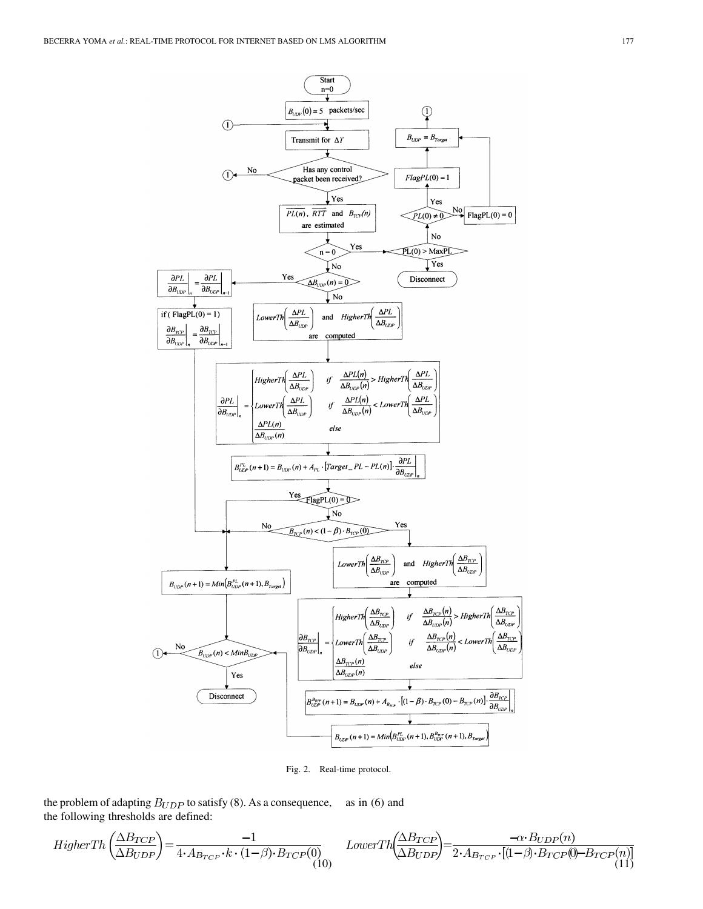Fig. 2. Real-time protocol.

the problem of adapting $B_{UDP}$ to satisfy (8). As a consequence, the following thresholds are defined:

$$HigherTh\left(\frac{\Delta B_{TCP}}{\Delta B_{UDP}}\right)=\frac{-1}{4\cdot A_{B_{TCP}}\cdot k\cdot(1-\beta)\cdot B_{TCP}(0)} \quad (10)$$

as in (6) and

$$LowerTh\left(\frac{\Delta B_{TCP}}{\Delta B_{UDP}}\right)=\frac{-\alpha\cdot B_{UDP}(n)}{2\cdot A_{B_{TCP}}\cdot[(1-\beta)\cdot B_{TCP}(0)-B_{TCP}(n)]} \quad (11)$$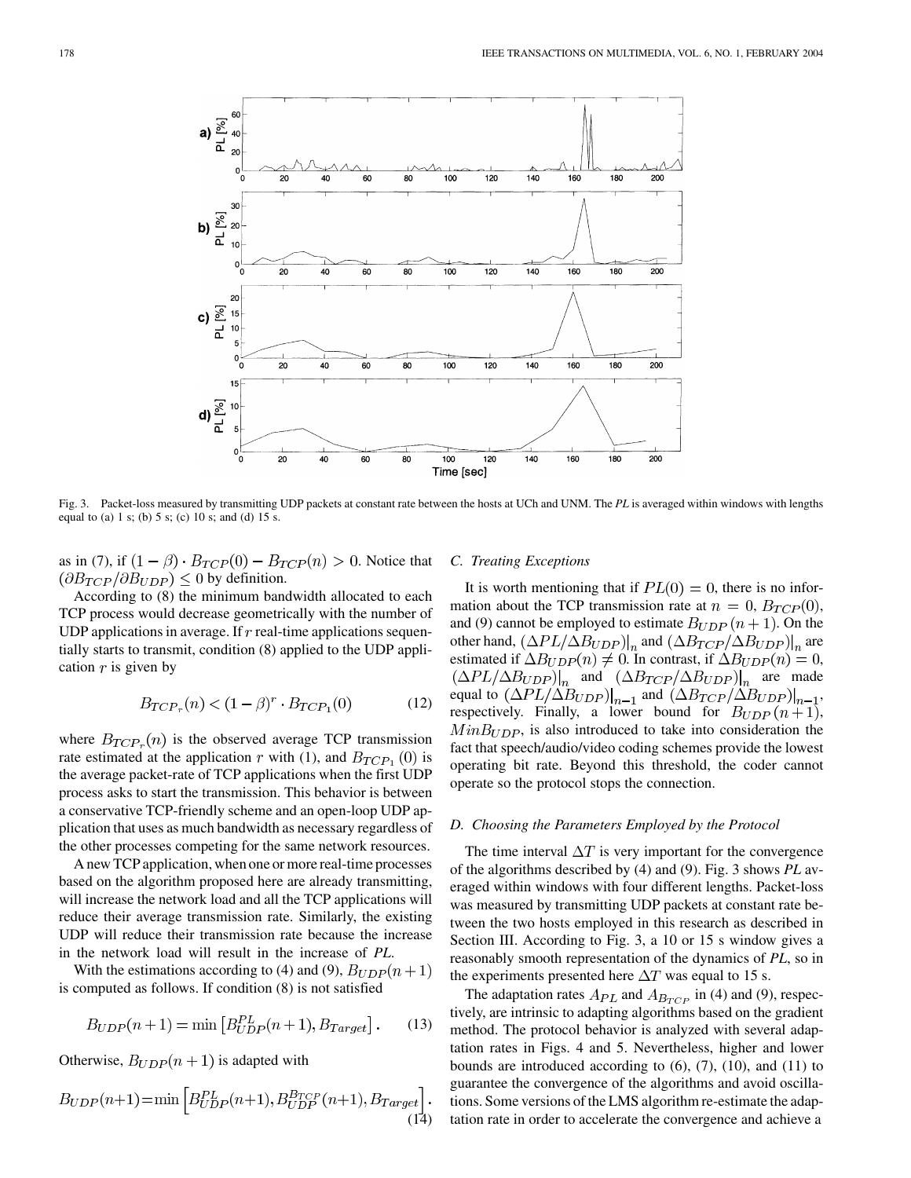Fig. 3. Packet-loss measured by transmitting UDP packets at constant rate between the hosts at UCh and UNM. The *PL* is averaged within windows with lengths equal to (a) 1 s; (b) 5 s; (c) 10 s; and (d) 15 s.

as in (7), if $(1-\beta)\cdot B_{TCP}(0) - B_{TCP}(n) > 0$. Notice that $(\partial B_{TCP}/\partial B_{UDP}) \leq 0$ by definition.

According to (8) the minimum bandwidth allocated to each TCP process would decrease geometrically with the number of UDP applications in average. If $r$ real-time applications sequentially starts to transmit, condition (8) applied to the UDP application $r$ is given by

$$B_{TCP_r}(n) < (1-\beta)^r \cdot B_{TCP_1}(0) \tag{12}$$

where $B_{TCP_r}(n)$ is the observed average TCP transmission rate estimated at the application $r$ with (1), and $B_{TCP_1}(0)$ is the average packet-rate of TCP applications when the first UDP process asks to start the transmission. This behavior is between a conservative TCP-friendly scheme and an open-loop UDP application that uses as much bandwidth as necessary regardless of the other processes competing for the same network resources.

A new TCP application, when one or more real-time processes based on the algorithm proposed here are already transmitting, will increase the network load and all the TCP applications will reduce their average transmission rate. Similarly, the existing UDP will reduce their transmission rate because the increase in the network load will result in the increase of *PL*.

With the estimations according to (4) and (9), $B_{UDP}(n+1)$ is computed as follows. If condition (8) is not satisfied

$$B_{UDP}(n+1) = \min\left[B_{UDP}^{PL}(n+1), B_{Target}\right]. \tag{13}$$

Otherwise, $B_{UDP}(n+1)$ is adapted with

$$B_{UDP}(n+1) = \min\left[B_{UDP}^{PL}(n+1), B_{UDP}^{B_{TCP}}(n+1), B_{Target}\right]. \tag{14}$$

### C. Treating Exceptions

It is worth mentioning that if $PL(0) = 0$, there is no information about the TCP transmission rate at $n = 0$, $B_{TCP}(0)$, and (9) cannot be employed to estimate $B_{UDP}(n+1)$. On the other hand, $(\Delta PL/\Delta B_{UDP})|_n$ and $(\Delta B_{TCP}/\Delta B_{UDP})|_n$ are estimated if $\Delta B_{UDP}(n) \neq 0$. In contrast, if $\Delta B_{UDP}(n) = 0$, $(\Delta PL/\Delta B_{UDP})|_n$ and $(\Delta B_{TCP}/\Delta B_{UDP})|_n$ are made equal to $(\Delta PL/\Delta B_{UDP})|_{n-1}$ and $(\Delta B_{TCP}/\Delta B_{UDP})|_{n-1}$, respectively. Finally, a lower bound for $B_{UDP}(n+1)$, $MinB_{UDP}$, is also introduced to take into consideration the fact that speech/audio/video coding schemes provide the lowest operating bit rate. Beyond this threshold, the coder cannot operate so the protocol stops the connection.

### D. Choosing the Parameters Employed by the Protocol

The time interval $\Delta T$ is very important for the convergence of the algorithms described by (4) and (9). Fig. 3 shows *PL* averaged within windows with four different lengths. Packet-loss was measured by transmitting UDP packets at constant rate between the two hosts employed in this research as described in Section III. According to Fig. 3, a 10 or 15 s window gives a reasonably smooth representation of the dynamics of *PL*, so in the experiments presented here $\Delta T$ was equal to 15 s.

The adaptation rates $A_{PL}$ and $A_{B_{TCP}}$ in (4) and (9), respectively, are intrinsic to adapting algorithms based on the gradient method. The protocol behavior is analyzed with several adaptation rates in Figs. 4 and 5. Nevertheless, higher and lower bounds are introduced according to (6), (7), (10), and (11) to guarantee the convergence of the algorithms and avoid oscillations. Some versions of the LMS algorithm re-estimate the adaptation rate in order to accelerate the convergence and achieve a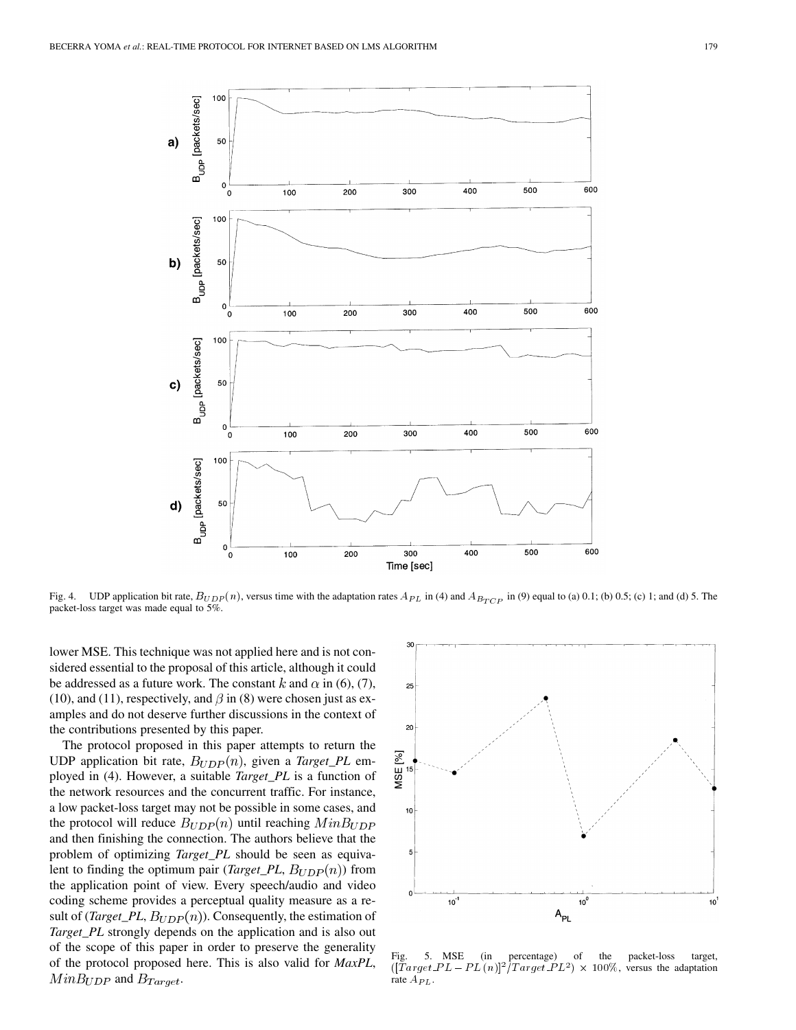Fig. 4. UDP application bit rate, $B_{UDP}(n)$, versus time with the adaptation rates $A_{PL}$ in (4) and $A_{B_{TCP}}$ in (9) equal to (a) 0.1; (b) 0.5; (c) 1; and (d) 5. The packet-loss target was made equal to 5%.

lower MSE. This technique was not applied here and is not considered essential to the proposal of this article, although it could be addressed as a future work. The constant $k$ and $\alpha$ in (6), (7), (10), and (11), respectively, and $\beta$ in (8) were chosen just as examples and do not deserve further discussions in the context of the contributions presented by this paper.

The protocol proposed in this paper attempts to return the UDP application bit rate, $B_{UDP}(n)$, given a *Target_PL* employed in (4). However, a suitable *Target_PL* is a function of the network resources and the concurrent traffic. For instance, a low packet-loss target may not be possible in some cases, and the protocol will reduce $B_{UDP}(n)$ until reaching $MinB_{UDP}$ and then finishing the connection. The authors believe that the problem of optimizing *Target_PL* should be seen as equivalent to finding the optimum pair (*Target_PL*, $B_{UDP}(n)$) from the application point of view. Every speech/audio and video coding scheme provides a perceptual quality measure as a result of (*Target_PL*, $B_{UDP}(n)$). Consequently, the estimation of *Target_PL* strongly depends on the application and is also out of the scope of this paper in order to preserve the generality of the protocol proposed here. This is also valid for *MaxPL*, $MinB_{UDP}$ and $B_{Target}$.

Fig. 5. MSE (in percentage) of the packet-loss target, $([Target\_PL - PL(n)]^2/Target\_PL^2) \times 100\%$, versus the adaptation rate $A_{PL}$.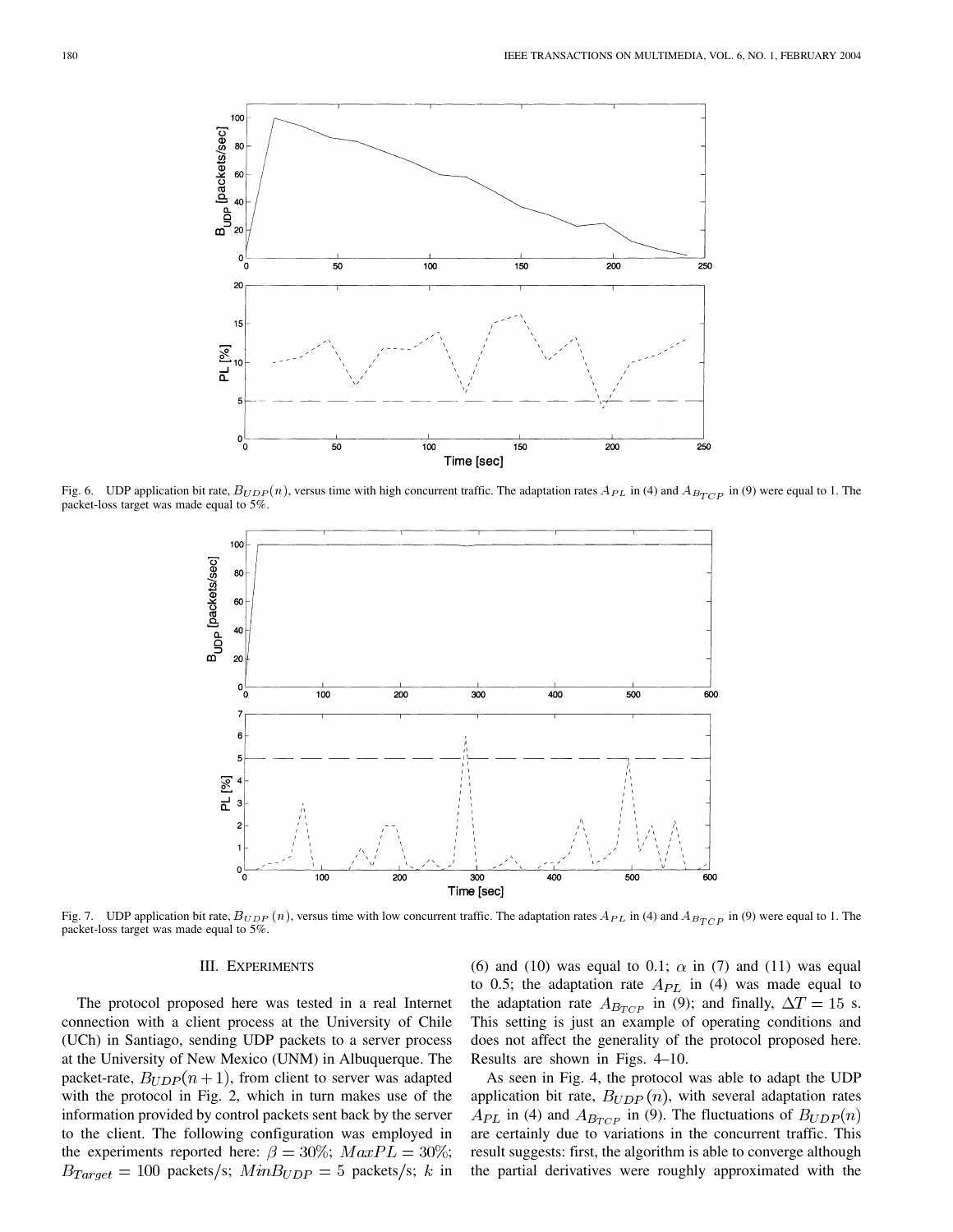Fig. 6. UDP application bit rate, $B_{UDP}(n)$, versus time with high concurrent traffic. The adaptation rates $A_{PL}$ in (4) and $A_{B_{TCP}}$ in (9) were equal to 1. The packet-loss target was made equal to 5%.

Fig. 7. UDP application bit rate, $B_{UDP}(n)$, versus time with low concurrent traffic. The adaptation rates $A_{PL}$ in (4) and $A_{B_{TCP}}$ in (9) were equal to 1. The packet-loss target was made equal to 5%.

## III. Experiments

The protocol proposed here was tested in a real Internet connection with a client process at the University of Chile (UCh) in Santiago, sending UDP packets to a server process at the University of New Mexico (UNM) in Albuquerque. The packet-rate, $B_{UDP}(n+1)$, from client to server was adapted with the protocol in Fig. 2, which in turn makes use of the information provided by control packets sent back by the server to the client. The following configuration was employed in the experiments reported here: $\beta = 30\%$; $MaxPL = 30\%$; $B_{Target} = 100$ packets/s; $MinB_{UDP} = 5$ packets/s; $k$ in (6) and (10) was equal to 0.1; $\alpha$ in (7) and (11) was equal to 0.5; the adaptation rate $A_{PL}$ in (4) was made equal to the adaptation rate $A_{B_{TCP}}$ in (9); and finally, $\Delta T = 15$ s. This setting is just an example of operating conditions and does not affect the generality of the protocol proposed here. Results are shown in Figs. 4–10.

As seen in Fig. 4, the protocol was able to adapt the UDP application bit rate, $B_{UDP}(n)$, with several adaptation rates $A_{PL}$ in (4) and $A_{B_{TCP}}$ in (9). The fluctuations of $B_{UDP}(n)$ are certainly due to variations in the concurrent traffic. This result suggests: first, the algorithm is able to converge although the partial derivatives were roughly approximated with the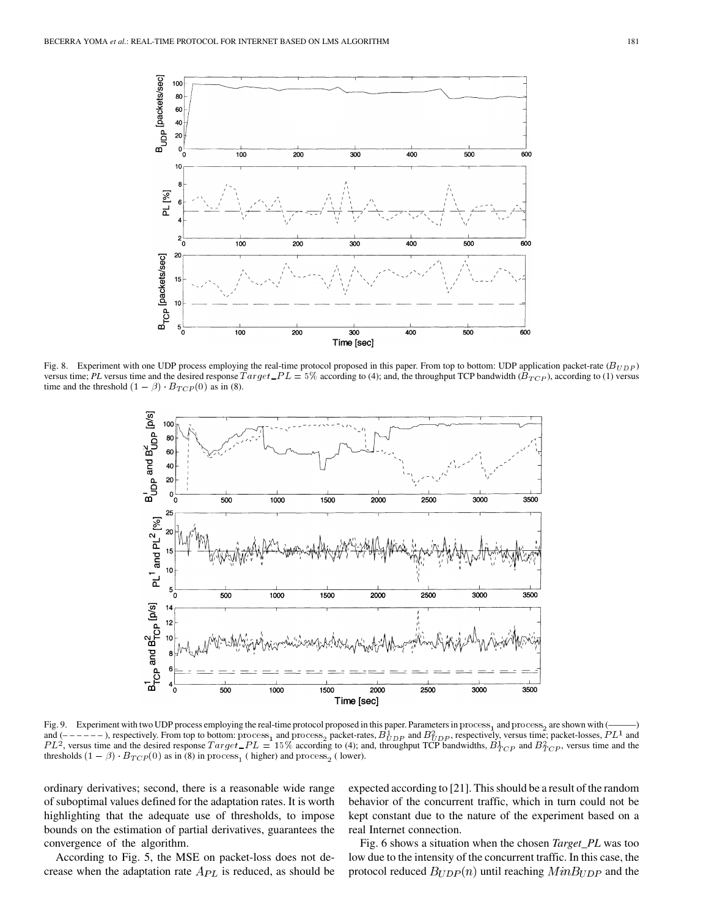Fig. 8. Experiment with one UDP process employing the real-time protocol proposed in this paper. From top to bottom: UDP application packet-rate ($B_{UDP}$) versus time; *PL* versus time and the desired response $Target\_PL = 5\%$ according to (4); and, the throughput TCP bandwidth ($B_{TCP}$), according to (1) versus time and the threshold $(1 - \beta) \cdot B_{TCP}(0)$ as in (8).

Fig. 9. Experiment with two UDP process employing the real-time protocol proposed in this paper. Parameters in $\text{process}_1$ and $\text{process}_2$ are shown with (———) and (– – – – – –), respectively. From top to bottom: $\text{process}_1$ and $\text{process}_2$ packet-rates, $B^1_{UDP}$ and $B^2_{UDP}$, respectively, versus time; packet-losses, $PL^1$ and $PL^2$, versus time and the desired response $Target\_PL = 15\%$ according to (4); and, throughput TCP bandwidths, $B^1_{TCP}$ and $B^2_{TCP}$, versus time and the thresholds $(1 - \beta) \cdot B_{TCP}(0)$ as in (8) in $\text{process}_1$ ( higher) and $\text{process}_2$ ( lower).

ordinary derivatives; second, there is a reasonable wide range of suboptimal values defined for the adaptation rates. It is worth highlighting that the adequate use of thresholds, to impose bounds on the estimation of partial derivatives, guarantees the convergence of the algorithm.

According to Fig. 5, the MSE on packet-loss does not decrease when the adaptation rate $A_{PL}$ is reduced, as should be expected according to [21]. This should be a result of the random behavior of the concurrent traffic, which in turn could not be kept constant due to the nature of the experiment based on a real Internet connection.

Fig. 6 shows a situation when the chosen *Target_PL* was too low due to the intensity of the concurrent traffic. In this case, the protocol reduced $B_{UDP}(n)$ until reaching $MinB_{UDP}$ and the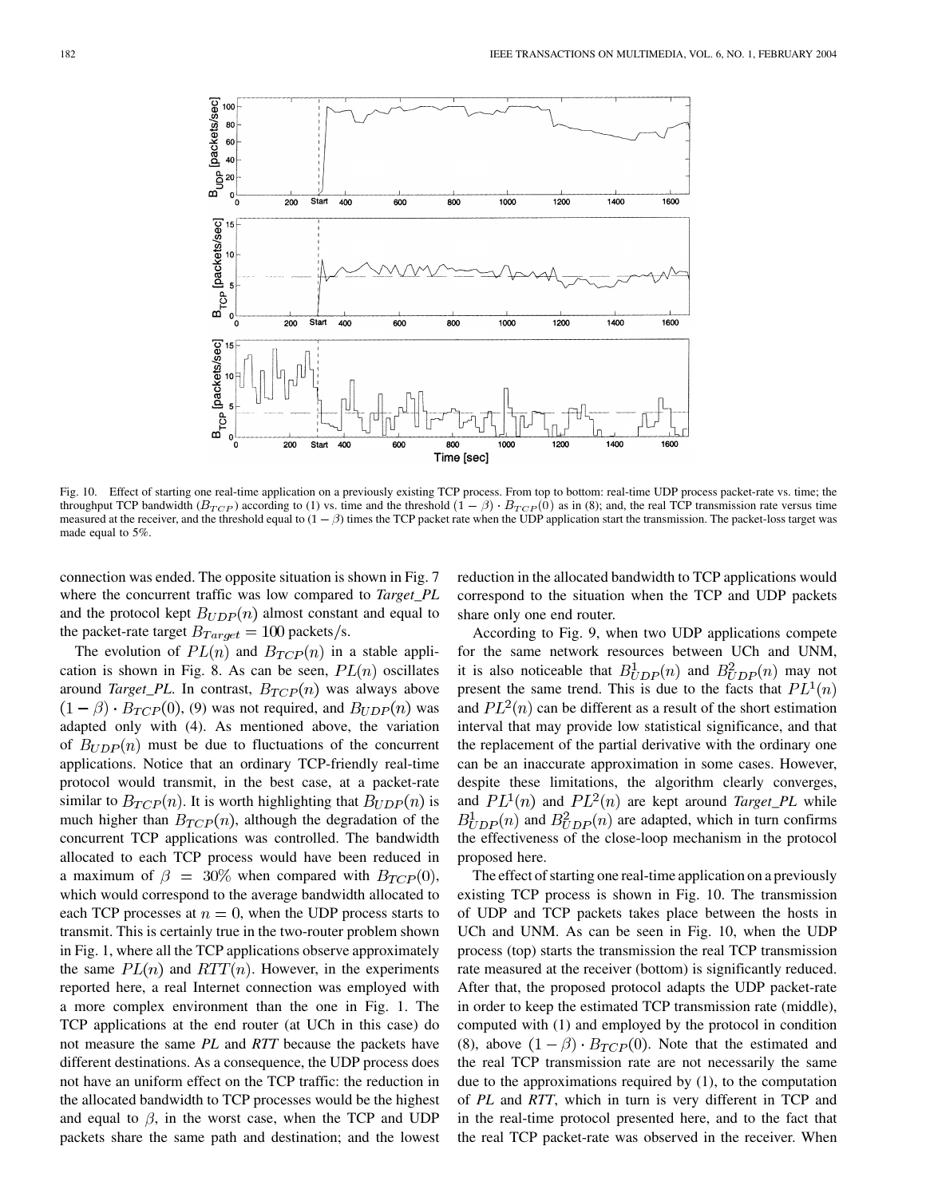Fig. 10. Effect of starting one real-time application on a previously existing TCP process. From top to bottom: real-time UDP process packet-rate vs. time; the throughput TCP bandwidth ($B_{TCP}$) according to (1) vs. time and the threshold $(1-\beta)\cdot B_{TCP}(0)$ as in (8); and, the real TCP transmission rate versus time measured at the receiver, and the threshold equal to $(1-\beta)$ times the TCP packet rate when the UDP application start the transmission. The packet-loss target was made equal to 5%.

connection was ended. The opposite situation is shown in Fig. 7 where the concurrent traffic was low compared to *Target_PL* and the protocol kept $B_{UDP}(n)$ almost constant and equal to the packet-rate target $B_{Target} = 100$ packets/s.

The evolution of $PL(n)$ and $B_{TCP}(n)$ in a stable application is shown in Fig. 8. As can be seen, $PL(n)$ oscillates around *Target_PL*. In contrast, $B_{TCP}(n)$ was always above $(1-\beta)\cdot B_{TCP}(0)$, (9) was not required, and $B_{UDP}(n)$ was adapted only with (4). As mentioned above, the variation of $B_{UDP}(n)$ must be due to fluctuations of the concurrent applications. Notice that an ordinary TCP-friendly real-time protocol would transmit, in the best case, at a packet-rate similar to $B_{TCP}(n)$. It is worth highlighting that $B_{UDP}(n)$ is much higher than $B_{TCP}(n)$, although the degradation of the concurrent TCP applications was controlled. The bandwidth allocated to each TCP process would have been reduced in a maximum of $\beta = 30\%$ when compared with $B_{TCP}(0)$, which would correspond to the average bandwidth allocated to each TCP processes at $n = 0$, when the UDP process starts to transmit. This is certainly true in the two-router problem shown in Fig. 1, where all the TCP applications observe approximately the same $PL(n)$ and $RTT(n)$. However, in the experiments reported here, a real Internet connection was employed with a more complex environment than the one in Fig. 1. The TCP applications at the end router (at UCh in this case) do not measure the same *PL* and *RTT* because the packets have different destinations. As a consequence, the UDP process does not have an uniform effect on the TCP traffic: the reduction in the allocated bandwidth to TCP processes would be the highest and equal to $\beta$, in the worst case, when the TCP and UDP packets share the same path and destination; and the lowest reduction in the allocated bandwidth to TCP applications would correspond to the situation when the TCP and UDP packets share only one end router.

According to Fig. 9, when two UDP applications compete for the same network resources between UCh and UNM, it is also noticeable that $B^1_{UDP}(n)$ and $B^2_{UDP}(n)$ may not present the same trend. This is due to the facts that $PL^1(n)$ and $PL^2(n)$ can be different as a result of the short estimation interval that may provide low statistical significance, and that the replacement of the partial derivative with the ordinary one can be an inaccurate approximation in some cases. However, despite these limitations, the algorithm clearly converges, and $PL^1(n)$ and $PL^2(n)$ are kept around *Target_PL* while $B^1_{UDP}(n)$ and $B^2_{UDP}(n)$ are adapted, which in turn confirms the effectiveness of the close-loop mechanism in the protocol proposed here.

The effect of starting one real-time application on a previously existing TCP process is shown in Fig. 10. The transmission of UDP and TCP packets takes place between the hosts in UCh and UNM. As can be seen in Fig. 10, when the UDP process (top) starts the transmission the real TCP transmission rate measured at the receiver (bottom) is significantly reduced. After that, the proposed protocol adapts the UDP packet-rate in order to keep the estimated TCP transmission rate (middle), computed with (1) and employed by the protocol in condition (8), above $(1-\beta)\cdot B_{TCP}(0)$. Note that the estimated and the real TCP transmission rate are not necessarily the same due to the approximations required by (1), to the computation of *PL* and *RTT*, which in turn is very different in TCP and in the real-time protocol presented here, and to the fact that the real TCP packet-rate was observed in the receiver. When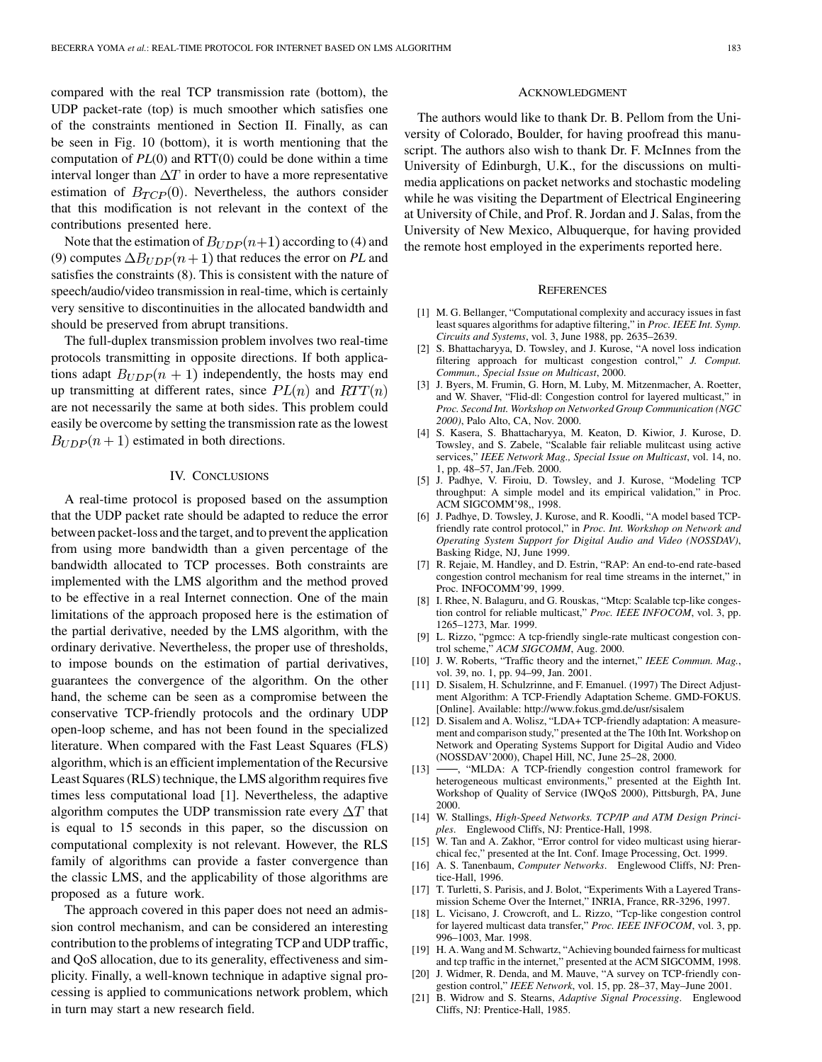compared with the real TCP transmission rate (bottom), the UDP packet-rate (top) is much smoother which satisfies one of the constraints mentioned in Section II. Finally, as can be seen in Fig. 10 (bottom), it is worth mentioning that the computation of $PL(0)$ and RTT(0) could be done within a time interval longer than $\Delta T$ in order to have a more representative estimation of $B_{TCP}(0)$. Nevertheless, the authors consider that this modification is not relevant in the context of the contributions presented here.

Note that the estimation of $B_{UDP}(n+1)$ according to (4) and (9) computes $\Delta B_{UDP}(n+1)$ that reduces the error on $PL$ and satisfies the constraints (8). This is consistent with the nature of speech/audio/video transmission in real-time, which is certainly very sensitive to discontinuities in the allocated bandwidth and should be preserved from abrupt transitions.

The full-duplex transmission problem involves two real-time protocols transmitting in opposite directions. If both applications adapt $B_{UDP}(n+1)$ independently, the hosts may end up transmitting at different rates, since $PL(n)$ and $RTT(n)$ are not necessarily the same at both sides. This problem could easily be overcome by setting the transmission rate as the lowest $B_{UDP}(n+1)$ estimated in both directions.

## IV. Conclusions

A real-time protocol is proposed based on the assumption that the UDP packet rate should be adapted to reduce the error between packet-loss and the target, and to prevent the application from using more bandwidth than a given percentage of the bandwidth allocated to TCP processes. Both constraints are implemented with the LMS algorithm and the method proved to be effective in a real Internet connection. One of the main limitations of the approach proposed here is the estimation of the partial derivative, needed by the LMS algorithm, with the ordinary derivative. Nevertheless, the proper use of thresholds, to impose bounds on the estimation of partial derivatives, guarantees the convergence of the algorithm. On the other hand, the scheme can be seen as a compromise between the conservative TCP-friendly protocols and the ordinary UDP open-loop scheme, and has not been found in the specialized literature. When compared with the Fast Least Squares (FLS) algorithm, which is an efficient implementation of the Recursive Least Squares (RLS) technique, the LMS algorithm requires five times less computational load [1]. Nevertheless, the adaptive algorithm computes the UDP transmission rate every $\Delta T$ that is equal to 15 seconds in this paper, so the discussion on computational complexity is not relevant. However, the RLS family of algorithms can provide a faster convergence than the classic LMS, and the applicability of those algorithms are proposed as a future work.

The approach covered in this paper does not need an admission control mechanism, and can be considered an interesting contribution to the problems of integrating TCP and UDP traffic, and QoS allocation, due to its generality, effectiveness and simplicity. Finally, a well-known technique in adaptive signal processing is applied to communications network problem, which in turn may start a new research field.

## Acknowledgment

The authors would like to thank Dr. B. Pellom from the University of Colorado, Boulder, for having proofread this manuscript. The authors also wish to thank Dr. F. McInnes from the University of Edinburgh, U.K., for the discussions on multimedia applications on packet networks and stochastic modeling while he was visiting the Department of Electrical Engineering at University of Chile, and Prof. R. Jordan and J. Salas, from the University of New Mexico, Albuquerque, for having provided the remote host employed in the experiments reported here.

## References

[1] M. G. Bellanger, "Computational complexity and accuracy issues in fast least squares algorithms for adaptive filtering," in *Proc. IEEE Int. Symp. Circuits and Systems*, vol. 3, June 1988, pp. 2635–2639.

[2] S. Bhattacharyya, D. Towsley, and J. Kurose, "A novel loss indication filtering approach for multicast congestion control," *J. Comput. Commun., Special Issue on Multicast*, 2000.

[3] J. Byers, M. Frumin, G. Horn, M. Luby, M. Mitzenmacher, A. Roetter, and W. Shaver, "Flid-dl: Congestion control for layered multicast," in *Proc. Second Int. Workshop on Networked Group Communication (NGC 2000)*, Palo Alto, CA, Nov. 2000.

[4] S. Kasera, S. Bhattacharyya, M. Keaton, D. Kiwior, J. Kurose, D. Towsley, and S. Zabele, "Scalable fair reliable mulitcast using active services," *IEEE Network Mag., Special Issue on Multicast*, vol. 14, no. 1, pp. 48–57, Jan./Feb. 2000.

[5] J. Padhye, V. Firoiu, D. Towsley, and J. Kurose, "Modeling TCP throughput: A simple model and its empirical validation," in Proc. ACM SIGCOMM'98,, 1998.

[6] J. Padhye, D. Towsley, J. Kurose, and R. Koodli, "A model based TCP-friendly rate control protocol," in *Proc. Int. Workshop on Network and Operating System Support for Digital Audio and Video (NOSSDAV)*, Basking Ridge, NJ, June 1999.

[7] R. Rejaie, M. Handley, and D. Estrin, "RAP: An end-to-end rate-based congestion control mechanism for real time streams in the internet," in Proc. INFOCOMM'99, 1999.

[8] I. Rhee, N. Balaguru, and G. Rouskas, "Mtcp: Scalable tcp-like congestion control for reliable multicast," *Proc. IEEE INFOCOM*, vol. 3, pp. 1265–1273, Mar. 1999.

[9] L. Rizzo, "pgmcc: A tcp-friendly single-rate multicast congestion control scheme," *ACM SIGCOMM*, Aug. 2000.

[10] J. W. Roberts, "Traffic theory and the internet," *IEEE Commun. Mag.*, vol. 39, no. 1, pp. 94–99, Jan. 2001.

[11] D. Sisalem, H. Schulzrinne, and F. Emanuel. (1997) The Direct Adjustment Algorithm: A TCP-Friendly Adaptation Scheme. GMD-FOKUS. [Online]. Available: http://www.fokus.gmd.de/usr/sisalem

[12] D. Sisalem and A. Wolisz, "LDA+ TCP-friendly adaptation: A measurement and comparison study," presented at the The 10th Int. Workshop on Network and Operating Systems Support for Digital Audio and Video (NOSSDAV'2000), Chapel Hill, NC, June 25–28, 2000.

[13] ——, "MLDA: A TCP-friendly congestion control framework for heterogeneous multicast environments," presented at the Eighth Int. Workshop of Quality of Service (IWQoS 2000), Pittsburgh, PA, June 2000.

[14] W. Stallings, *High-Speed Networks. TCP/IP and ATM Design Principles*. Englewood Cliffs, NJ: Prentice-Hall, 1998.

[15] W. Tan and A. Zakhor, "Error control for video multicast using hierarchical fec," presented at the Int. Conf. Image Processing, Oct. 1999.

[16] A. S. Tanenbaum, *Computer Networks*. Englewood Cliffs, NJ: Prentice-Hall, 1996.

[17] T. Turletti, S. Parisis, and J. Bolot, "Experiments With a Layered Transmission Scheme Over the Internet," INRIA, France, RR-3296, 1997.

[18] L. Vicisano, J. Crowcroft, and L. Rizzo, "Tcp-like congestion control for layered multicast data transfer," *Proc. IEEE INFOCOM*, vol. 3, pp. 996–1003, Mar. 1998.

[19] H. A. Wang and M. Schwartz, "Achieving bounded fairness for multicast and tcp traffic in the internet," presented at the ACM SIGCOMM, 1998.

[20] J. Widmer, R. Denda, and M. Mauve, "A survey on TCP-friendly congestion control," *IEEE Network*, vol. 15, pp. 28–37, May–June 2001.

[21] B. Widrow and S. Stearns, *Adaptive Signal Processing*. Englewood Cliffs, NJ: Prentice-Hall, 1985.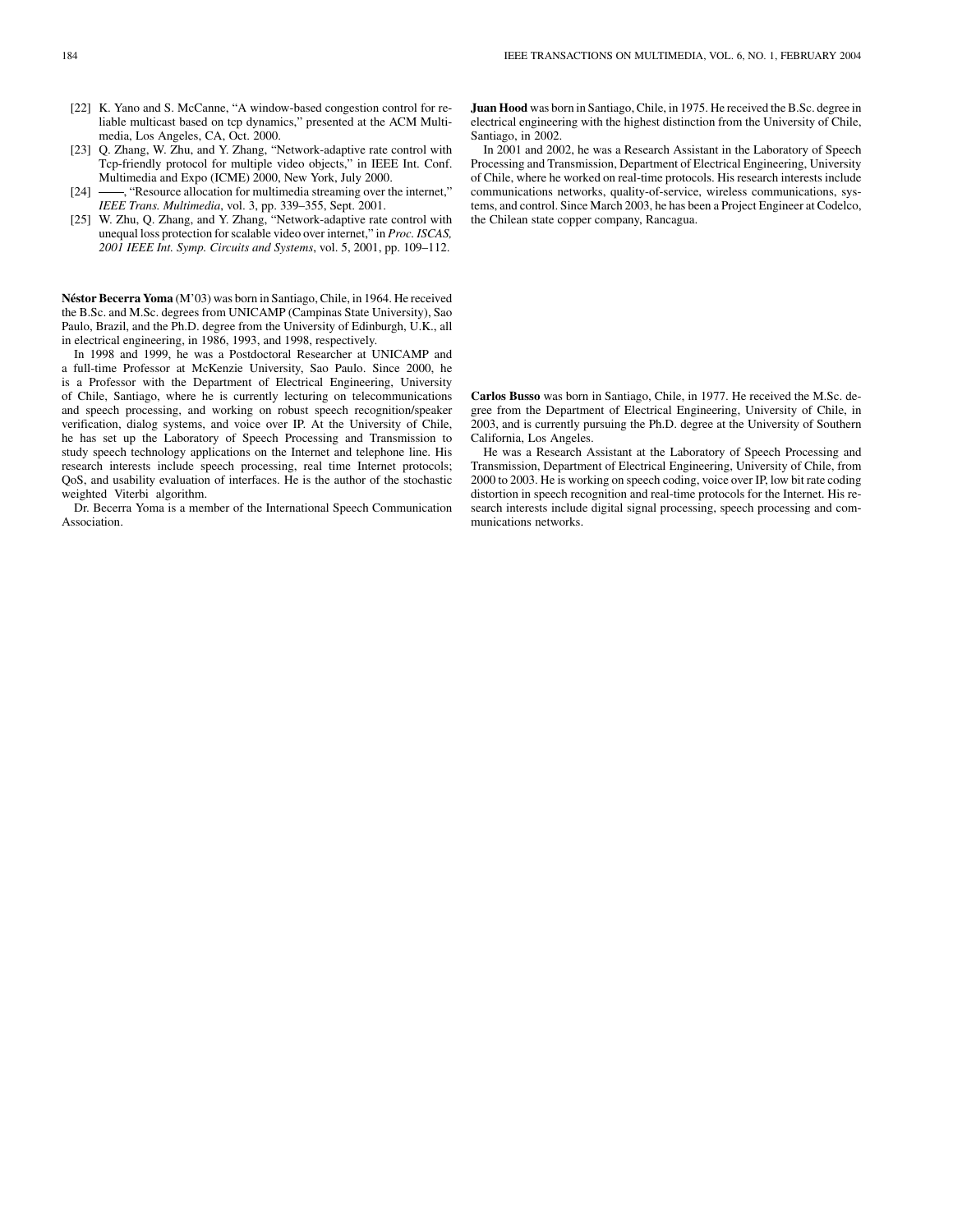[22] K. Yano and S. McCanne, "A window-based congestion control for reliable multicast based on tcp dynamics," presented at the ACM Multimedia, Los Angeles, CA, Oct. 2000.

[23] Q. Zhang, W. Zhu, and Y. Zhang, "Network-adaptive rate control with Tcp-friendly protocol for multiple video objects," in IEEE Int. Conf. Multimedia and Expo (ICME) 2000, New York, July 2000.

[24] ——, "Resource allocation for multimedia streaming over the internet," *IEEE Trans. Multimedia*, vol. 3, pp. 339–355, Sept. 2001.

[25] W. Zhu, Q. Zhang, and Y. Zhang, "Network-adaptive rate control with unequal loss protection for scalable video over internet," in *Proc. ISCAS, 2001 IEEE Int. Symp. Circuits and Systems*, vol. 5, 2001, pp. 109–112.

**Néstor Becerra Yoma** (M'03) was born in Santiago, Chile, in 1964. He received the B.Sc. and M.Sc. degrees from UNICAMP (Campinas State University), Sao Paulo, Brazil, and the Ph.D. degree from the University of Edinburgh, U.K., all in electrical engineering, in 1986, 1993, and 1998, respectively.

In 1998 and 1999, he was a Postdoctoral Researcher at UNICAMP and a full-time Professor at McKenzie University, Sao Paulo. Since 2000, he is a Professor with the Department of Electrical Engineering, University of Chile, Santiago, where he is currently lecturing on telecommunications and speech processing, and working on robust speech recognition/speaker verification, dialog systems, and voice over IP. At the University of Chile, he has set up the Laboratory of Speech Processing and Transmission to study speech technology applications on the Internet and telephone line. His research interests include speech processing, real time Internet protocols; QoS, and usability evaluation of interfaces. He is the author of the stochastic weighted Viterbi algorithm.

Dr. Becerra Yoma is a member of the International Speech Communication Association.

**Juan Hood** was born in Santiago, Chile, in 1975. He received the B.Sc. degree in electrical engineering with the highest distinction from the University of Chile, Santiago, in 2002.

In 2001 and 2002, he was a Research Assistant in the Laboratory of Speech Processing and Transmission, Department of Electrical Engineering, University of Chile, where he worked on real-time protocols. His research interests include communications networks, quality-of-service, wireless communications, systems, and control. Since March 2003, he has been a Project Engineer at Codelco, the Chilean state copper company, Rancagua.

**Carlos Busso** was born in Santiago, Chile, in 1977. He received the M.Sc. degree from the Department of Electrical Engineering, University of Chile, in 2003, and is currently pursuing the Ph.D. degree at the University of Southern California, Los Angeles.

He was a Research Assistant at the Laboratory of Speech Processing and Transmission, Department of Electrical Engineering, University of Chile, from 2000 to 2003. He is working on speech coding, voice over IP, low bit rate coding distortion in speech recognition and real-time protocols for the Internet. His research interests include digital signal processing, speech processing and communications networks.